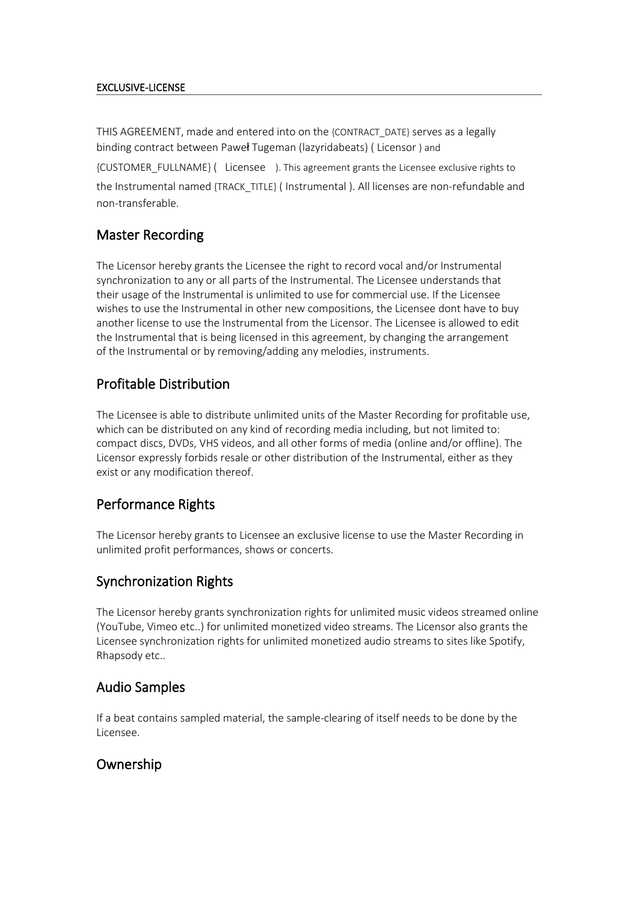EXCLUSIVE-LICENSE

THIS AGREEMENT, made and entered into on the {CONTRACT_DATE} serves as a legally binding contract between Paweł Tugeman (lazyridabeats) ( Licensor ) and {CUSTOMER_FULLNAME} ( Licensee ). This agreement grants the Licensee exclusive rights to the Instrumental named {TRACK_TITLE} ( Instrumental ). All licenses are non-refundable and non-transferable.

## Master Recording

The Licensor hereby grants the Licensee the right to record vocal and/or Instrumental synchronization to any or all parts of the Instrumental. The Licensee understands that their usage of the Instrumental is unlimited to use for commercial use. If the Licensee wishes to use the Instrumental in other new compositions, the Licensee dont have to buy another license to use the Instrumental from the Licensor. The Licensee is allowed to edit the Instrumental that is being licensed in this agreement, by changing the arrangement of the Instrumental or by removing/adding any melodies, instruments.

## Profitable Distribution

The Licensee is able to distribute unlimited units of the Master Recording for profitable use, which can be distributed on any kind of recording media including, but not limited to: compact discs, DVDs, VHS videos, and all other forms of media (online and/or offline). The Licensor expressly forbids resale or other distribution of the Instrumental, either as they exist or any modification thereof.

## Performance Rights

The Licensor hereby grants to Licensee an exclusive license to use the Master Recording in unlimited profit performances, shows or concerts.

## Synchronization Rights

The Licensor hereby grants synchronization rights for unlimited music videos streamed online (YouTube, Vimeo etc..) for unlimited monetized video streams. The Licensor also grants the Licensee synchronization rights for unlimited monetized audio streams to sites like Spotify, Rhapsody etc..

## Audio Samples

If a beat contains sampled material, the sample-clearing of itself needs to be done by the Licensee.

## Ownership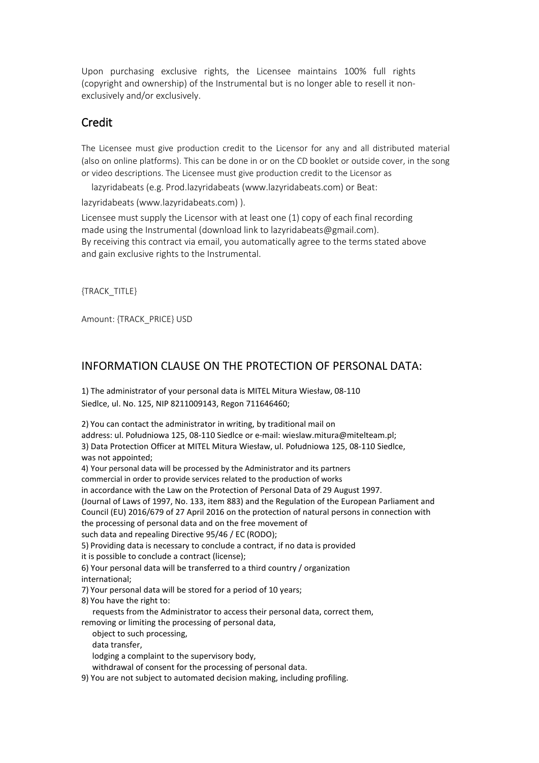Upon purchasing exclusive rights, the Licensee maintains 100% full rights (copyright and ownership) of the Instrumental but is no longer able to resell it non-exclusively and/or exclusively.

## Credit

The Licensee must give production credit to the Licensor for any and all distributed material (also on online platforms). This can be done in or on the CD booklet or outside cover, in the song or video descriptions. The Licensee must give production credit to the Licensor as

lazyridabeats (e.g. Prod.lazyridabeats (www.lazyridabeats.com) or Beat:

lazyridabeats (www.lazyridabeats.com) ).

Licensee must supply the Licensor with at least one (1) copy of each final recording made using the Instrumental (download link to lazyridabeats@gmail.com).
By receiving this contract via email, you automatically agree to the terms stated above and gain exclusive rights to the Instrumental.

{TRACK_TITLE}

Amount: {TRACK_PRICE} USD

## INFORMATION CLAUSE ON THE PROTECTION OF PERSONAL DATA:

1) The administrator of your personal data is MITEL Mitura Wiesław, 08-110 Siedlce, ul. No. 125, NIP 8211009143, Regon 711646460;

2) You can contact the administrator in writing, by traditional mail on address: ul. Południowa 125, 08-110 Siedlce or e-mail: wieslaw.mitura@mitelteam.pl;
3) Data Protection Officer at MITEL Mitura Wiesław, ul. Południowa 125, 08-110 Siedlce, was not appointed;
4) Your personal data will be processed by the Administrator and its partners commercial in order to provide services related to the production of works in accordance with the Law on the Protection of Personal Data of 29 August 1997. (Journal of Laws of 1997, No. 133, item 883) and the Regulation of the European Parliament and Council (EU) 2016/679 of 27 April 2016 on the protection of natural persons in connection with the processing of personal data and on the free movement of such data and repealing Directive 95/46 / EC (RODO);
5) Providing data is necessary to conclude a contract, if no data is provided it is possible to conclude a contract (license);
6) Your personal data will be transferred to a third country / organization international;
7) Your personal data will be stored for a period of 10 years;
8) You have the right to:
 requests from the Administrator to access their personal data, correct them, removing or limiting the processing of personal data,
 object to such processing,
 data transfer,
 lodging a complaint to the supervisory body,
 withdrawal of consent for the processing of personal data.
9) You are not subject to automated decision making, including profiling.